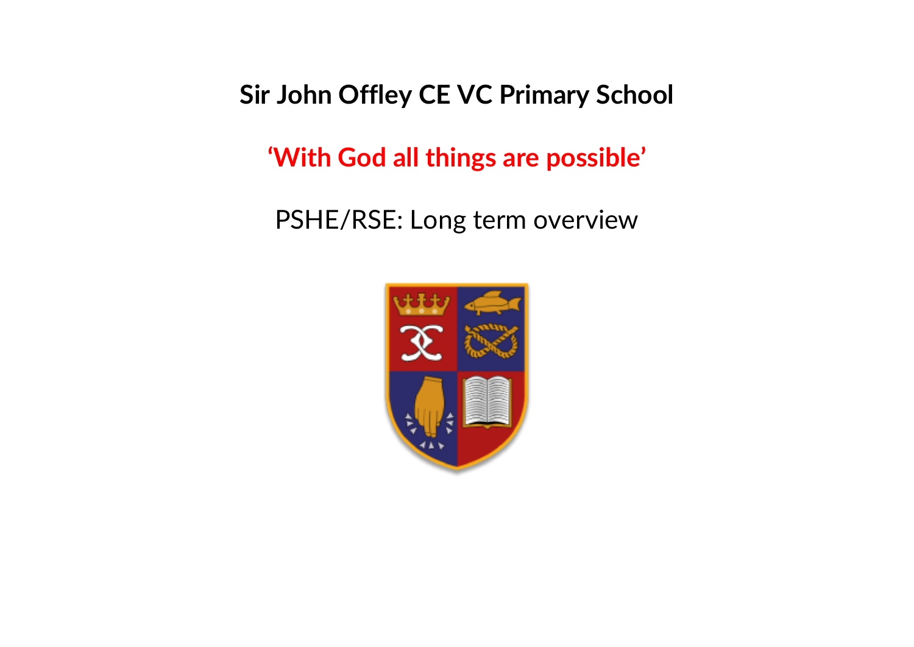# Sir John Offley CE VC Primary School

**'With God all things are possible'**

PSHE/RSE: Long term overview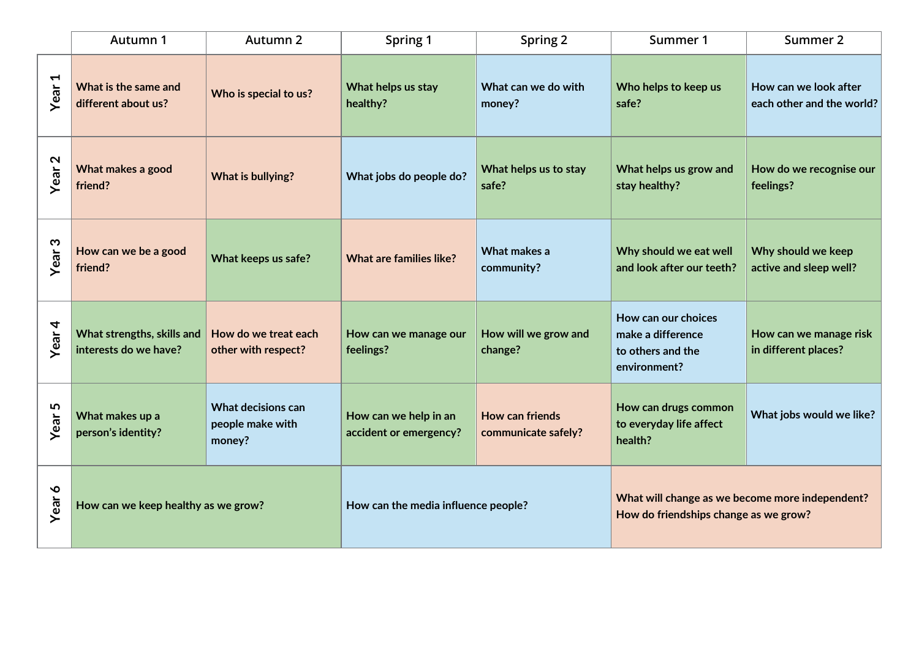| | Autumn 1 | Autumn 2 | Spring 1 | Spring 2 | Summer 1 | Summer 2 |
|---|---|---|---|---|---|---|
| Year 1 | What is the same and different about us? | Who is special to us? | What helps us stay healthy? | What can we do with money? | Who helps to keep us safe? | How can we look after each other and the world? |
| Year 2 | What makes a good friend? | What is bullying? | What jobs do people do? | What helps us to stay safe? | What helps us grow and stay healthy? | How do we recognise our feelings? |
| Year 3 | How can we be a good friend? | What keeps us safe? | What are families like? | What makes a community? | Why should we eat well and look after our teeth? | Why should we keep active and sleep well? |
| Year 4 | What strengths, skills and interests do we have? | How do we treat each other with respect? | How can we manage our feelings? | How will we grow and change? | How can our choices make a difference to others and the environment? | How can we manage risk in different places? |
| Year 5 | What makes up a person's identity? | What decisions can people make with money? | How can we help in an accident or emergency? | How can friends communicate safely? | How can drugs common to everyday life affect health? | What jobs would we like? |
| Year 6 | How can we keep healthy as we grow? | | How can the media influence people? | | What will change as we become more independent? How do friendships change as we grow? | |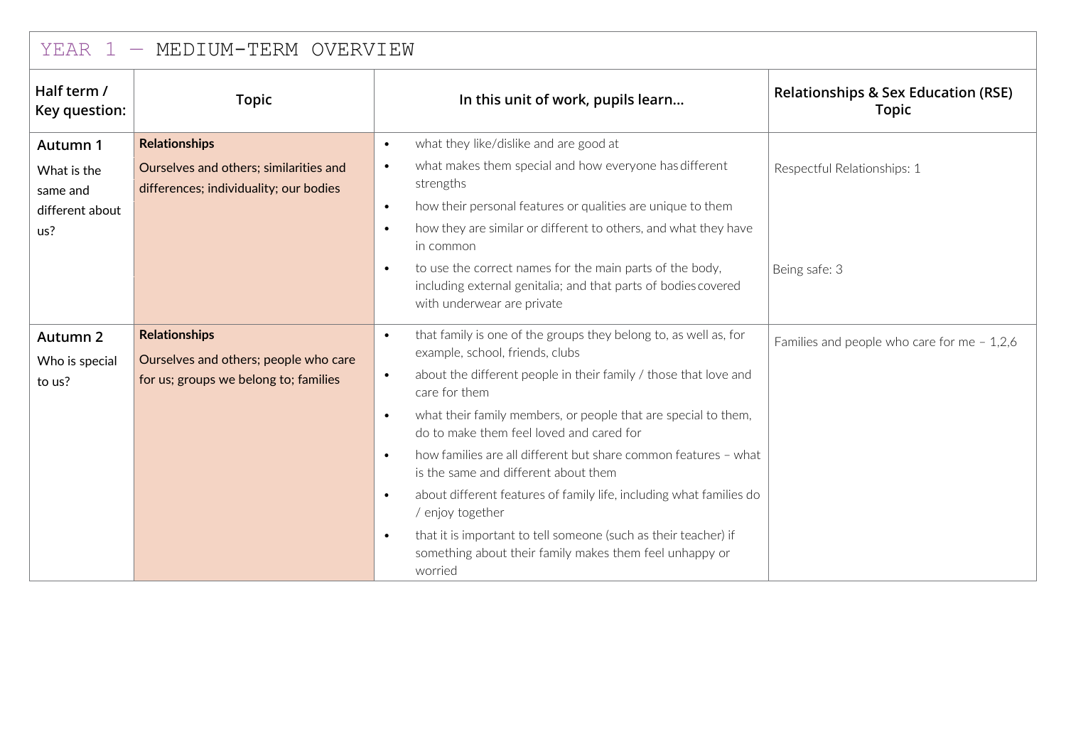# YEAR 1 — MEDIUM-TERM OVERVIEW

| Half term / Key question: | Topic | In this unit of work, pupils learn... | Relationships & Sex Education (RSE) Topic |
|---|---|---|---|
| **Autumn 1**<br>What is the same and different about us? | **Relationships**<br>Ourselves and others; similarities and differences; individuality; our bodies | • what they like/dislike and are good at<br>• what makes them special and how everyone has different strengths<br>• how their personal features or qualities are unique to them<br>• how they are similar or different to others, and what they have in common<br>• to use the correct names for the main parts of the body, including external genitalia; and that parts of bodies covered with underwear are private | Respectful Relationships: 1<br><br>Being safe: 3 |
| **Autumn 2**<br>Who is special to us? | **Relationships**<br>Ourselves and others; people who care for us; groups we belong to; families | • that family is one of the groups they belong to, as well as, for example, school, friends, clubs<br>• about the different people in their family / those that love and care for them<br>• what their family members, or people that are special to them, do to make them feel loved and cared for<br>• how families are all different but share common features – what is the same and different about them<br>• about different features of family life, including what families do / enjoy together<br>• that it is important to tell someone (such as their teacher) if something about their family makes them feel unhappy or worried | Families and people who care for me – 1,2,6 |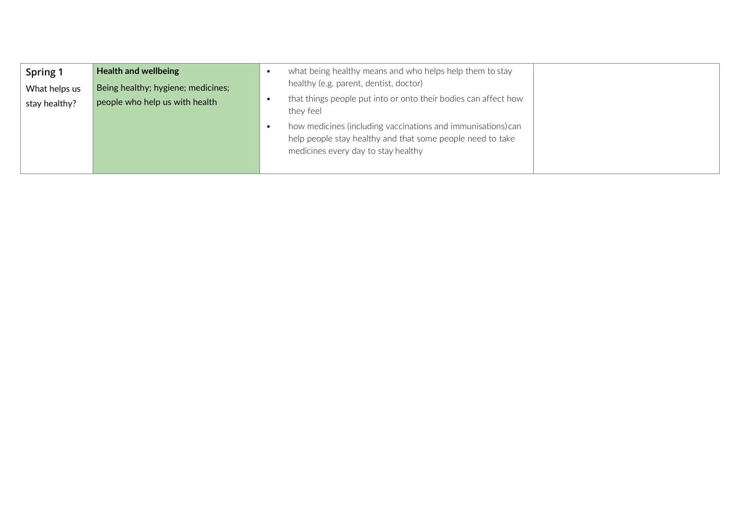| | | | |
|---|---|---|---|
| **Spring 1**<br>What helps us stay healthy? | **Health and wellbeing**<br>Being healthy; hygiene; medicines; people who help us with health | • what being healthy means and who helps help them to stay healthy (e.g. parent, dentist, doctor)<br>• that things people put into or onto their bodies can affect how they feel<br>• how medicines (including vaccinations and immunisations) can help people stay healthy and that some people need to take medicines every day to stay healthy | |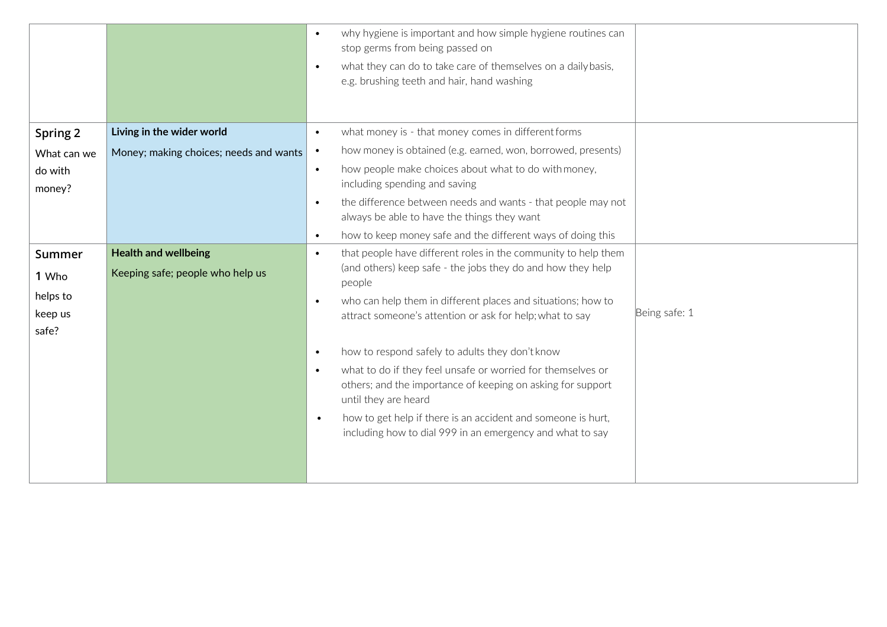|  |  |  |  |
|---|---|---|---|
|  |  | • why hygiene is important and how simple hygiene routines can stop germs from being passed on<br>• what they can do to take care of themselves on a daily basis, e.g. brushing teeth and hair, hand washing |  |
| **Spring 2**<br>What can we do with money? | **Living in the wider world**<br>Money; making choices; needs and wants | • what money is - that money comes in different forms<br>• how money is obtained (e.g. earned, won, borrowed, presents)<br>• how people make choices about what to do with money, including spending and saving<br>• the difference between needs and wants - that people may not always be able to have the things they want<br>• how to keep money safe and the different ways of doing this |  |
| **Summer 1** Who helps to keep us safe? | **Health and wellbeing**<br>Keeping safe; people who help us | • that people have different roles in the community to help them (and others) keep safe - the jobs they do and how they help people<br>• who can help them in different places and situations; how to attract someone's attention or ask for help; what to say<br>• how to respond safely to adults they don't know<br>• what to do if they feel unsafe or worried for themselves or others; and the importance of keeping on asking for support until they are heard<br>• how to get help if there is an accident and someone is hurt, including how to dial 999 in an emergency and what to say | Being safe: 1 |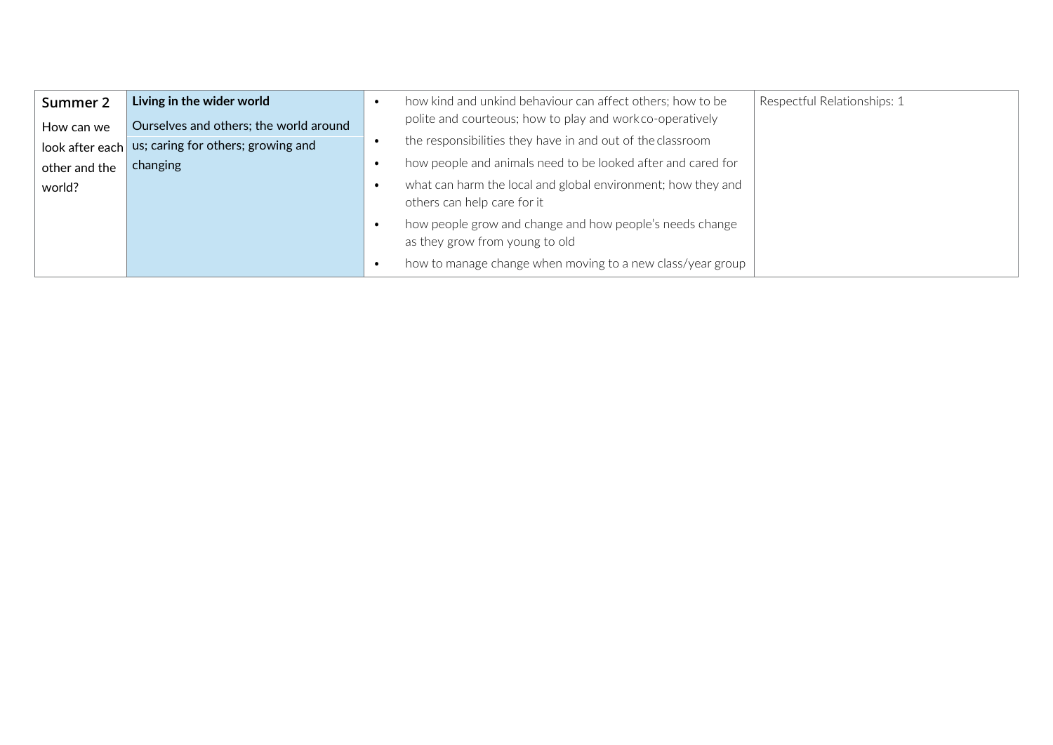| | | | |
|---|---|---|---|
| **Summer 2**<br>How can we look after each other and the world? | **Living in the wider world**<br>Ourselves and others; the world around us; caring for others; growing and changing | • how kind and unkind behaviour can affect others; how to be polite and courteous; how to play and work co-operatively<br>• the responsibilities they have in and out of the classroom<br>• how people and animals need to be looked after and cared for<br>• what can harm the local and global environment; how they and others can help care for it<br>• how people grow and change and how people's needs change as they grow from young to old<br>• how to manage change when moving to a new class/year group | Respectful Relationships: 1 |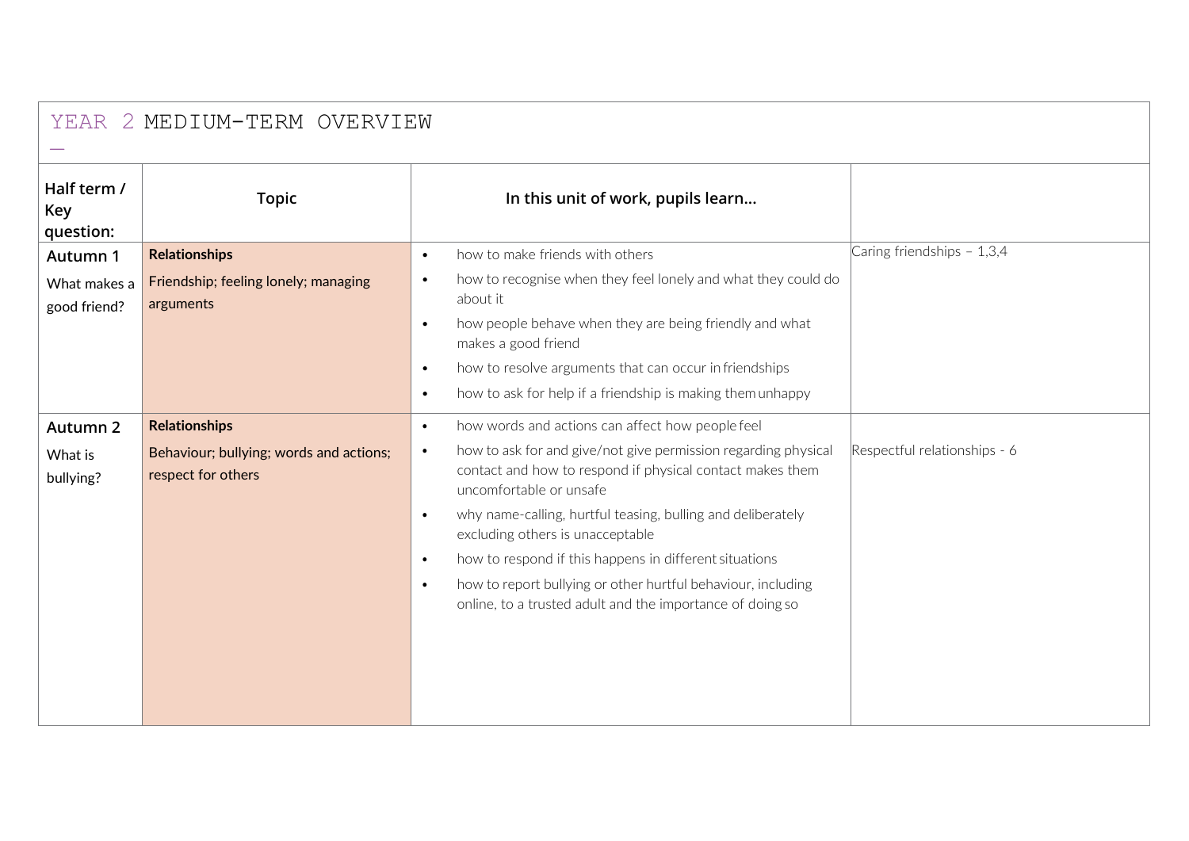# YEAR 2 MEDIUM-TERM OVERVIEW

| Half term / Key question: | Topic | In this unit of work, pupils learn… | |
|---|---|---|---|
| **Autumn 1**<br>What makes a good friend? | **Relationships**<br>Friendship; feeling lonely; managing arguments | • how to make friends with others<br>• how to recognise when they feel lonely and what they could do about it<br>• how people behave when they are being friendly and what makes a good friend<br>• how to resolve arguments that can occur in friendships<br>• how to ask for help if a friendship is making them unhappy | Caring friendships – 1,3,4 |
| **Autumn 2**<br>What is bullying? | **Relationships**<br>Behaviour; bullying; words and actions; respect for others | • how words and actions can affect how people feel<br>• how to ask for and give/not give permission regarding physical contact and how to respond if physical contact makes them uncomfortable or unsafe<br>• why name-calling, hurtful teasing, bulling and deliberately excluding others is unacceptable<br>• how to respond if this happens in different situations<br>• how to report bullying or other hurtful behaviour, including online, to a trusted adult and the importance of doing so | Respectful relationships - 6 |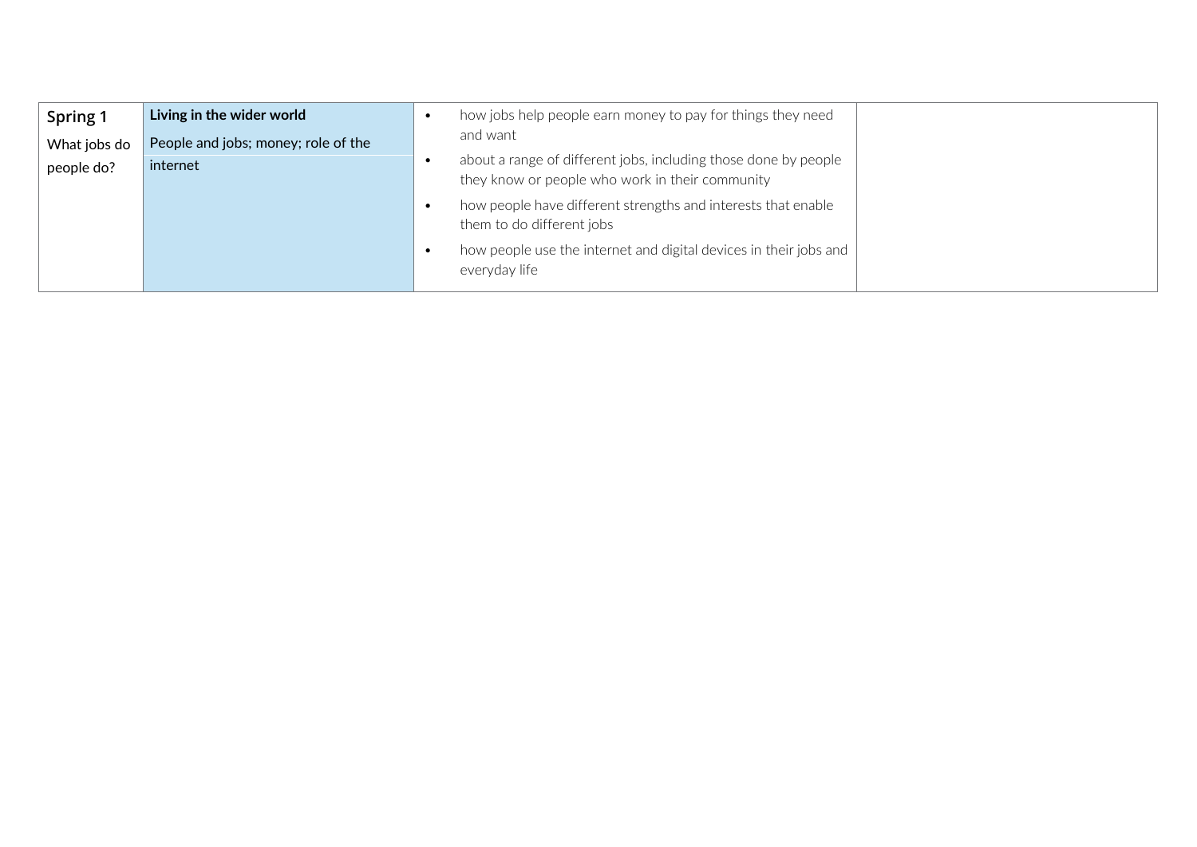| | | | |
|---|---|---|---|
| **Spring 1**<br>What jobs do people do? | **Living in the wider world**<br>People and jobs; money; role of the internet | • how jobs help people earn money to pay for things they need and want<br>• about a range of different jobs, including those done by people they know or people who work in their community<br>• how people have different strengths and interests that enable them to do different jobs<br>• how people use the internet and digital devices in their jobs and everyday life | |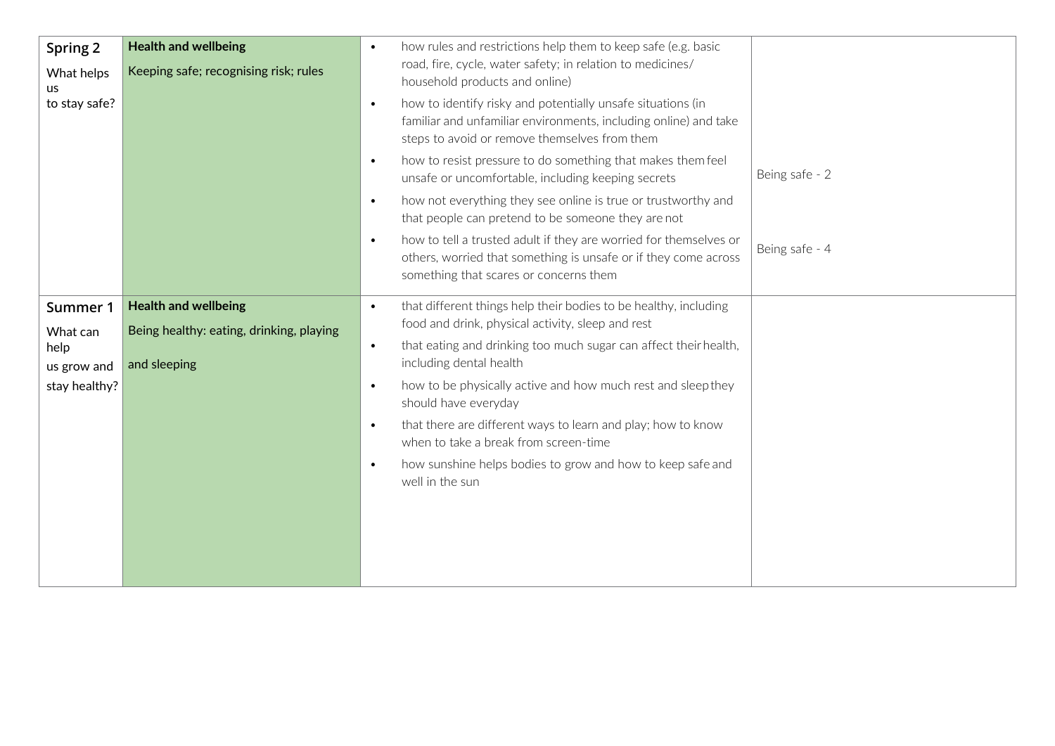| | | | |
|---|---|---|---|
| **Spring 2**<br>What helps us to stay safe? | **Health and wellbeing**<br>Keeping safe; recognising risk; rules | • how rules and restrictions help them to keep safe (e.g. basic road, fire, cycle, water safety; in relation to medicines/ household products and online)<br>• how to identify risky and potentially unsafe situations (in familiar and unfamiliar environments, including online) and take steps to avoid or remove themselves from them<br>• how to resist pressure to do something that makes them feel unsafe or uncomfortable, including keeping secrets<br>• how not everything they see online is true or trustworthy and that people can pretend to be someone they are not<br>• how to tell a trusted adult if they are worried for themselves or others, worried that something is unsafe or if they come across something that scares or concerns them | Being safe - 2<br><br>Being safe - 4 |
| **Summer 1**<br>What can help us grow and stay healthy? | **Health and wellbeing**<br>Being healthy: eating, drinking, playing and sleeping | • that different things help their bodies to be healthy, including food and drink, physical activity, sleep and rest<br>• that eating and drinking too much sugar can affect their health, including dental health<br>• how to be physically active and how much rest and sleep they should have everyday<br>• that there are different ways to learn and play; how to know when to take a break from screen-time<br>• how sunshine helps bodies to grow and how to keep safe and well in the sun | |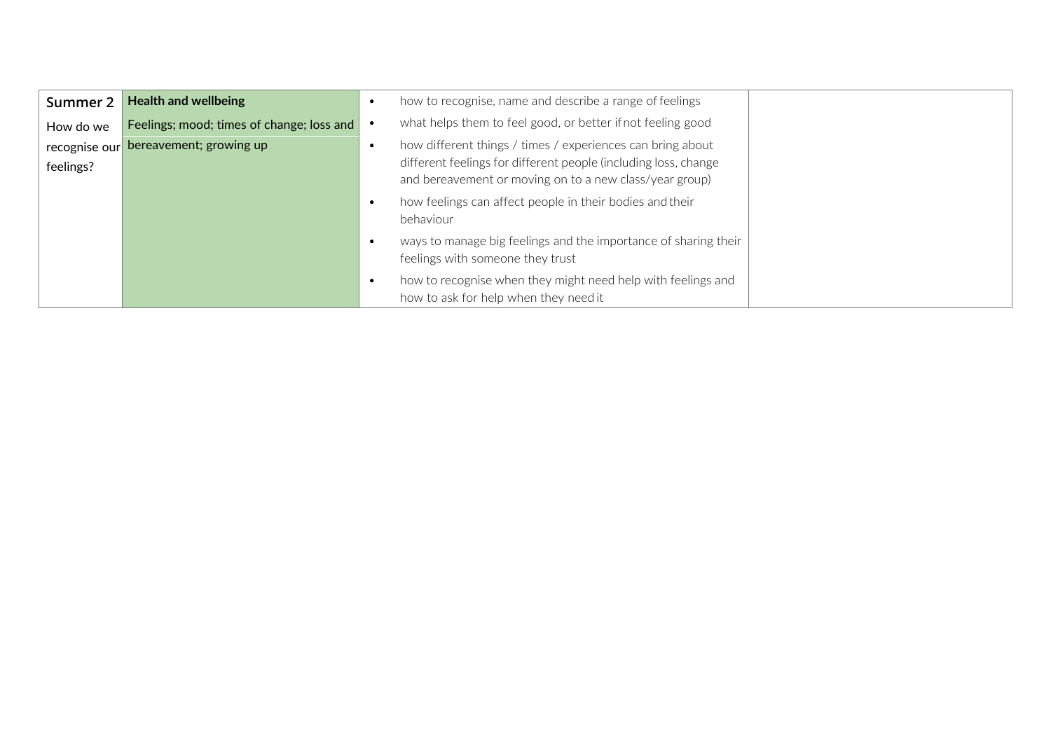| Summer 2 How do we recognise our feelings? | **Health and wellbeing** Feelings; mood; times of change; loss and bereavement; growing up | <ul><li>how to recognise, name and describe a range of feelings</li><li>what helps them to feel good, or better if not feeling good</li><li>how different things / times / experiences can bring about different feelings for different people (including loss, change and bereavement or moving on to a new class/year group)</li><li>how feelings can affect people in their bodies and their behaviour</li><li>ways to manage big feelings and the importance of sharing their feelings with someone they trust</li><li>how to recognise when they might need help with feelings and how to ask for help when they need it</li></ul> | |
|---|---|---|---|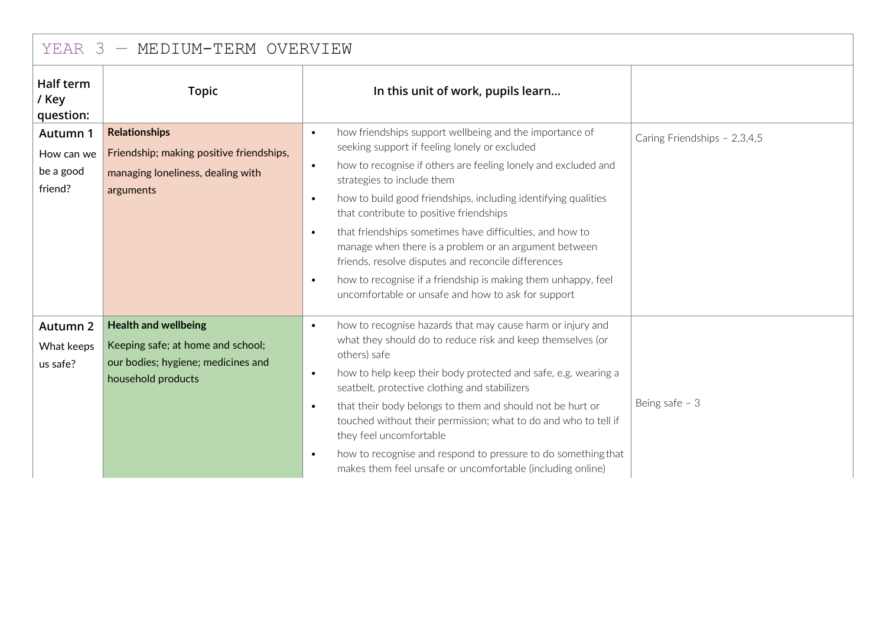# YEAR 3 — MEDIUM-TERM OVERVIEW

| Half term / Key question: | Topic | In this unit of work, pupils learn… | |
|---|---|---|---|
| **Autumn 1** How can we be a good friend? | **Relationships** Friendship; making positive friendships, managing loneliness, dealing with arguments | • how friendships support wellbeing and the importance of seeking support if feeling lonely or excluded<br>• how to recognise if others are feeling lonely and excluded and strategies to include them<br>• how to build good friendships, including identifying qualities that contribute to positive friendships<br>• that friendships sometimes have difficulties, and how to manage when there is a problem or an argument between friends, resolve disputes and reconcile differences<br>• how to recognise if a friendship is making them unhappy, feel uncomfortable or unsafe and how to ask for support | Caring Friendships – 2,3,4,5 |
| **Autumn 2** What keeps us safe? | **Health and wellbeing** Keeping safe; at home and school; our bodies; hygiene; medicines and household products | • how to recognise hazards that may cause harm or injury and what they should do to reduce risk and keep themselves (or others) safe<br>• how to help keep their body protected and safe, e.g. wearing a seatbelt, protective clothing and stabilizers<br>• that their body belongs to them and should not be hurt or touched without their permission; what to do and who to tell if they feel uncomfortable<br>• how to recognise and respond to pressure to do something that makes them feel unsafe or uncomfortable (including online) | Being safe – 3 |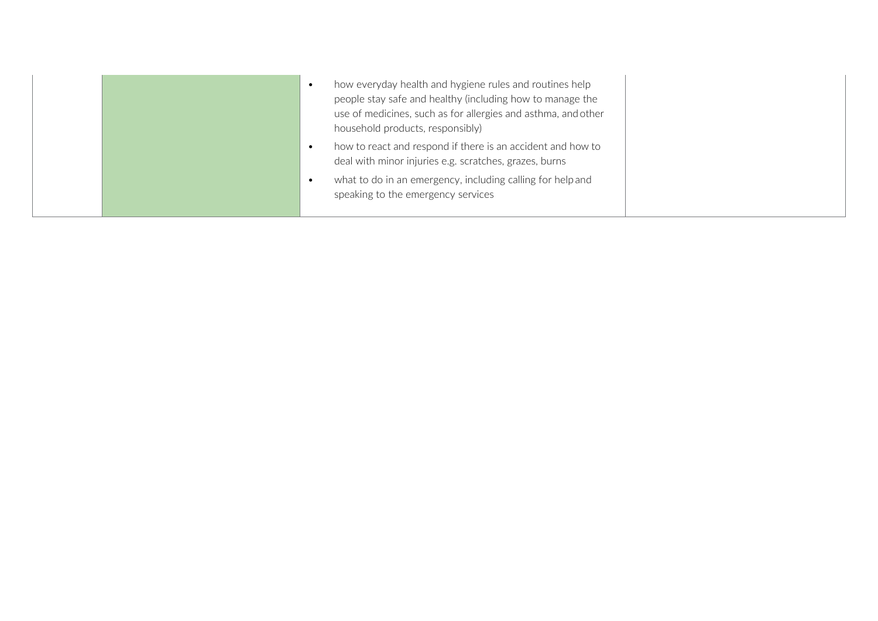|  |  |  |  |
| --- | --- | --- | --- |
|  |  | • how everyday health and hygiene rules and routines help people stay safe and healthy (including how to manage the use of medicines, such as for allergies and asthma, and other household products, responsibly)<br>• how to react and respond if there is an accident and how to deal with minor injuries e.g. scratches, grazes, burns<br>• what to do in an emergency, including calling for help and speaking to the emergency services |  |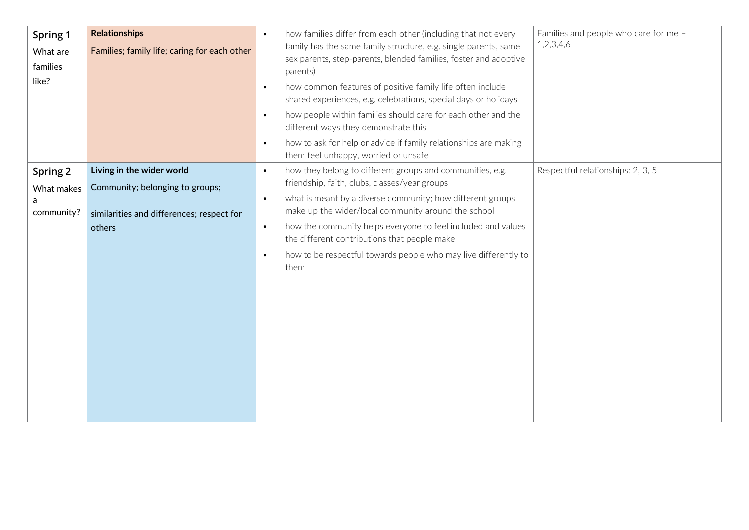| | | | |
|---|---|---|---|
| **Spring 1**<br>What are families like? | **Relationships**<br>Families; family life; caring for each other | • how families differ from each other (including that not every family has the same family structure, e.g. single parents, same sex parents, step-parents, blended families, foster and adoptive parents)<br>• how common features of positive family life often include shared experiences, e.g. celebrations, special days or holidays<br>• how people within families should care for each other and the different ways they demonstrate this<br>• how to ask for help or advice if family relationships are making them feel unhappy, worried or unsafe | Families and people who care for me – 1,2,3,4,6 |
| **Spring 2**<br>What makes a community? | **Living in the wider world**<br>Community; belonging to groups;<br>similarities and differences; respect for others | • how they belong to different groups and communities, e.g. friendship, faith, clubs, classes/year groups<br>• what is meant by a diverse community; how different groups make up the wider/local community around the school<br>• how the community helps everyone to feel included and values the different contributions that people make<br>• how to be respectful towards people who may live differently to them | Respectful relationships: 2, 3, 5 |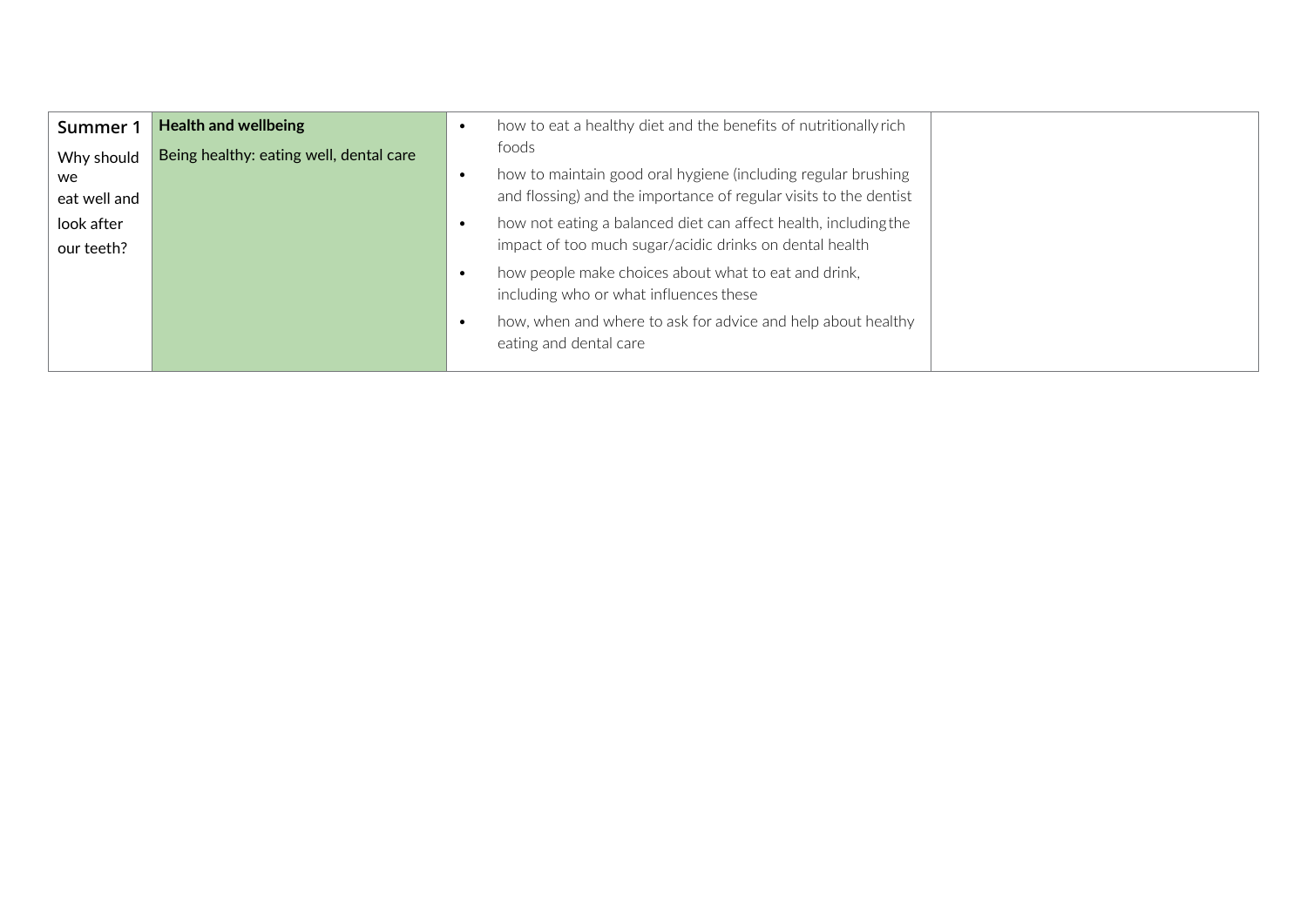| **Summer 1** Why should we eat well and look after our teeth? | **Health and wellbeing** Being healthy: eating well, dental care | • how to eat a healthy diet and the benefits of nutritionally rich foods<br>• how to maintain good oral hygiene (including regular brushing and flossing) and the importance of regular visits to the dentist<br>• how not eating a balanced diet can affect health, including the impact of too much sugar/acidic drinks on dental health<br>• how people make choices about what to eat and drink, including who or what influences these<br>• how, when and where to ask for advice and help about healthy eating and dental care | |
|---|---|---|---|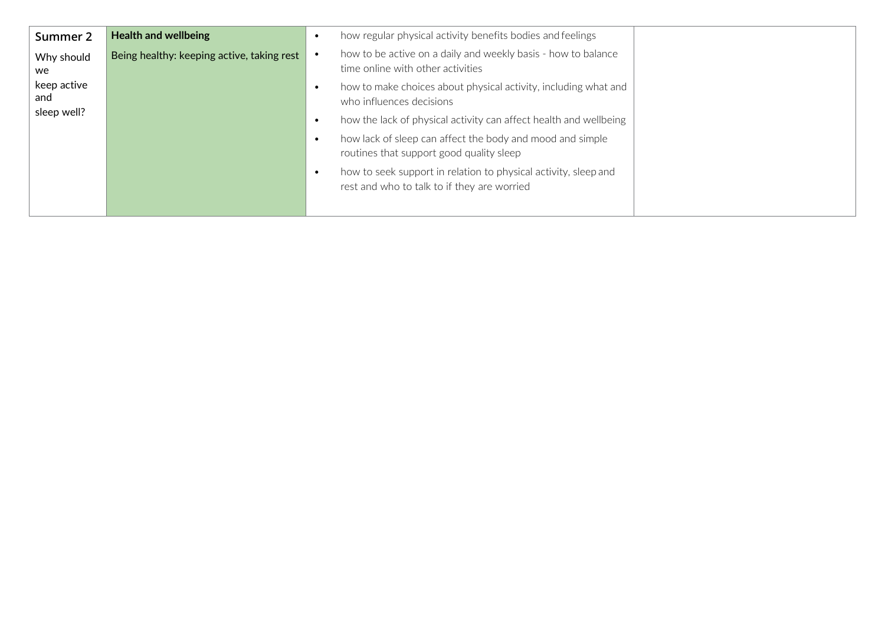| Summer 2<br><br>Why should we keep active and sleep well? | **Health and wellbeing**<br><br>Being healthy: keeping active, taking rest | • how regular physical activity benefits bodies and feelings<br>• how to be active on a daily and weekly basis - how to balance time online with other activities<br>• how to make choices about physical activity, including what and who influences decisions<br>• how the lack of physical activity can affect health and wellbeing<br>• how lack of sleep can affect the body and mood and simple routines that support good quality sleep<br>• how to seek support in relation to physical activity, sleep and rest and who to talk to if they are worried | |
|---|---|---|---|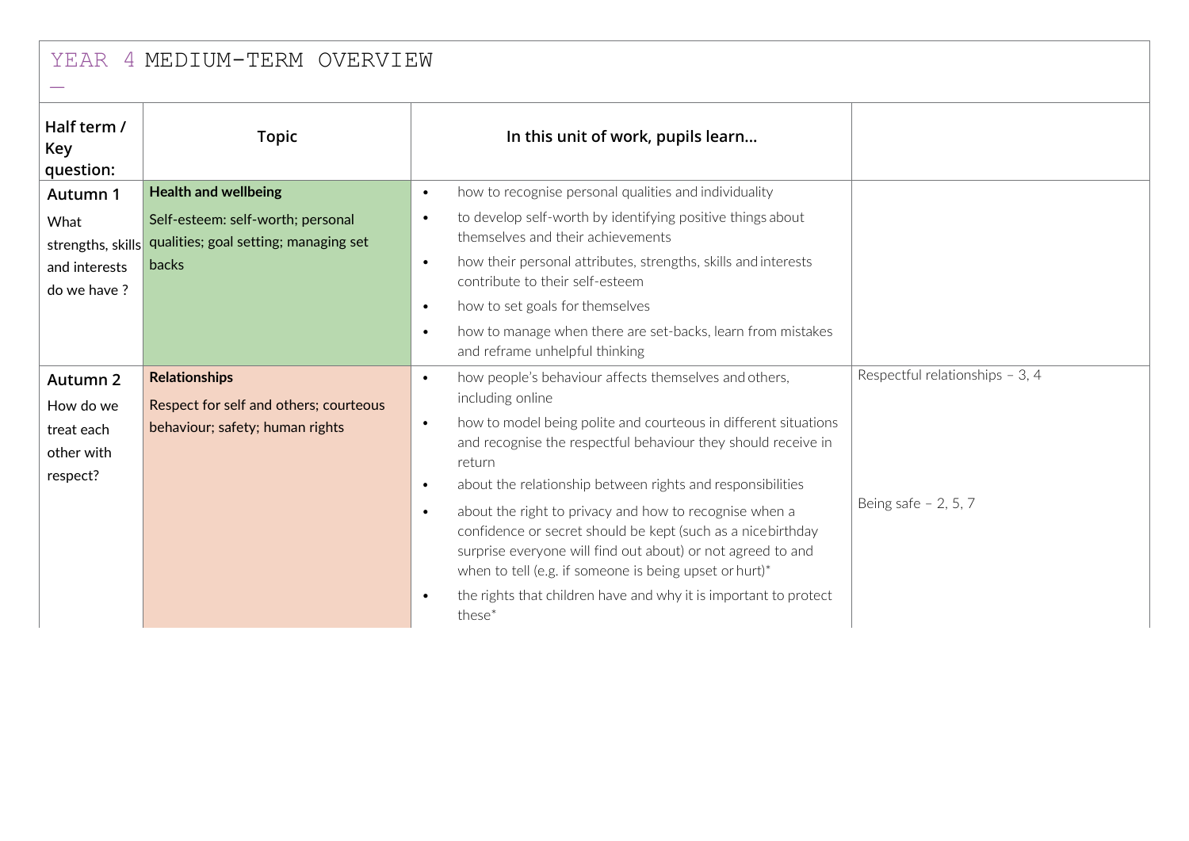# YEAR 4 MEDIUM-TERM OVERVIEW

| Half term / Key question: | Topic | In this unit of work, pupils learn... | |
|---|---|---|---|
| **Autumn 1**<br>What strengths, skills and interests do we have ? | **Health and wellbeing**<br>Self-esteem: self-worth; personal qualities; goal setting; managing set backs | • how to recognise personal qualities and individuality<br>• to develop self-worth by identifying positive things about themselves and their achievements<br>• how their personal attributes, strengths, skills and interests contribute to their self-esteem<br>• how to set goals for themselves<br>• how to manage when there are set-backs, learn from mistakes and reframe unhelpful thinking | |
| **Autumn 2**<br>How do we treat each other with respect? | **Relationships**<br>Respect for self and others; courteous behaviour; safety; human rights | • how people's behaviour affects themselves and others, including online<br>• how to model being polite and courteous in different situations and recognise the respectful behaviour they should receive in return<br>• about the relationship between rights and responsibilities<br>• about the right to privacy and how to recognise when a confidence or secret should be kept (such as a nice birthday surprise everyone will find out about) or not agreed to and when to tell (e.g. if someone is being upset or hurt)*<br>• the rights that children have and why it is important to protect these* | Respectful relationships – 3, 4<br><br>Being safe – 2, 5, 7 |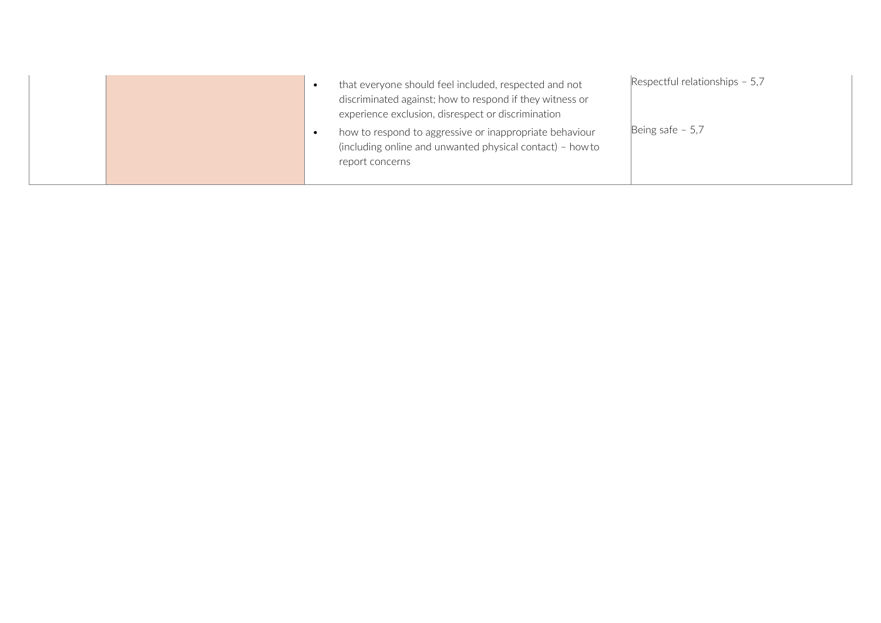| | | | |
|---|---|---|---|
| | | • that everyone should feel included, respected and not discriminated against; how to respond if they witness or experience exclusion, disrespect or discrimination<br>• how to respond to aggressive or inappropriate behaviour (including online and unwanted physical contact) – how to report concerns | Respectful relationships – 5,7<br><br>Being safe – 5,7 |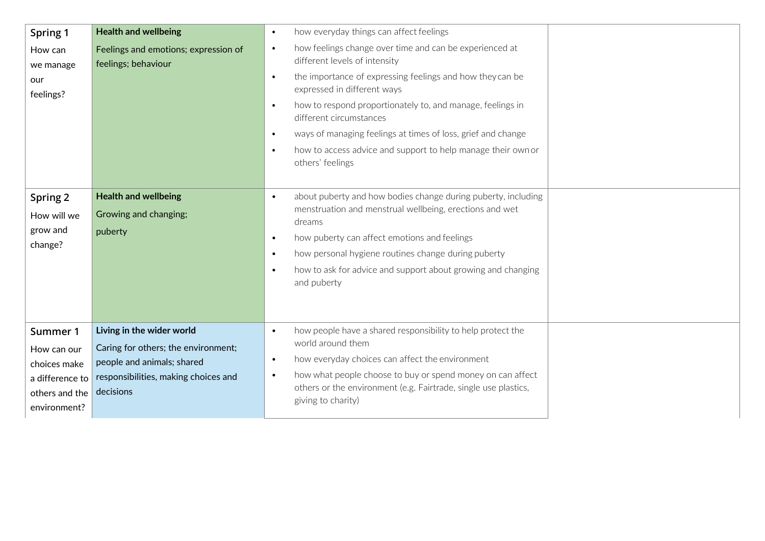| | | | |
|---|---|---|---|
| **Spring 1**<br>How can we manage our feelings? | **Health and wellbeing**<br>Feelings and emotions; expression of feelings; behaviour | • how everyday things can affect feelings<br>• how feelings change over time and can be experienced at different levels of intensity<br>• the importance of expressing feelings and how they can be expressed in different ways<br>• how to respond proportionately to, and manage, feelings in different circumstances<br>• ways of managing feelings at times of loss, grief and change<br>• how to access advice and support to help manage their own or others' feelings | |
| **Spring 2**<br>How will we grow and change? | **Health and wellbeing**<br>Growing and changing;<br>puberty | • about puberty and how bodies change during puberty, including menstruation and menstrual wellbeing, erections and wet dreams<br>• how puberty can affect emotions and feelings<br>• how personal hygiene routines change during puberty<br>• how to ask for advice and support about growing and changing and puberty | |
| **Summer 1**<br>How can our choices make a difference to others and the environment? | **Living in the wider world**<br>Caring for others; the environment; people and animals; shared responsibilities, making choices and decisions | • how people have a shared responsibility to help protect the world around them<br>• how everyday choices can affect the environment<br>• how what people choose to buy or spend money on can affect others or the environment (e.g. Fairtrade, single use plastics, giving to charity) | |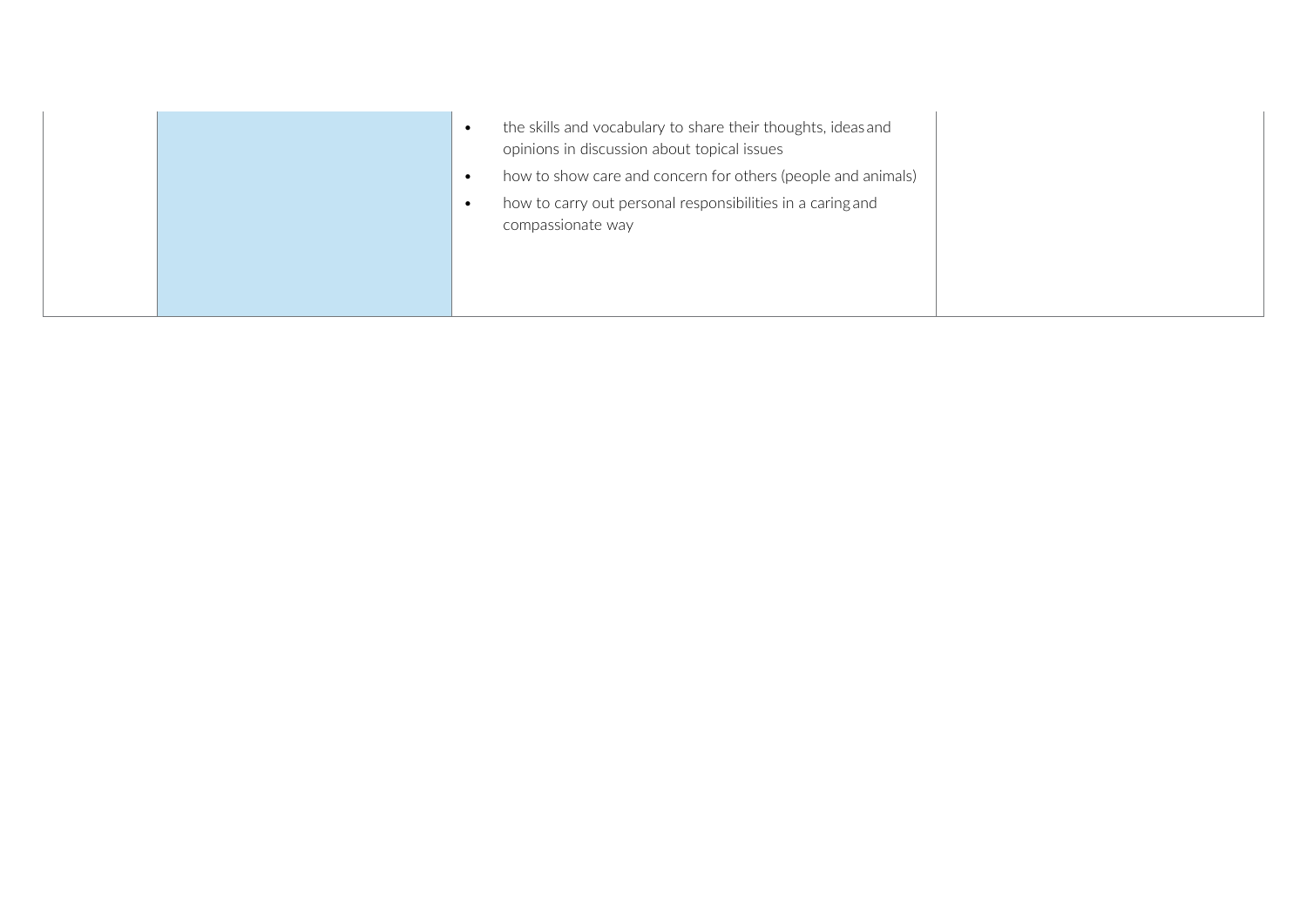| | | | |
|---|---|---|---|
| | | • the skills and vocabulary to share their thoughts, ideas and opinions in discussion about topical issues<br>• how to show care and concern for others (people and animals)<br>• how to carry out personal responsibilities in a caring and compassionate way | |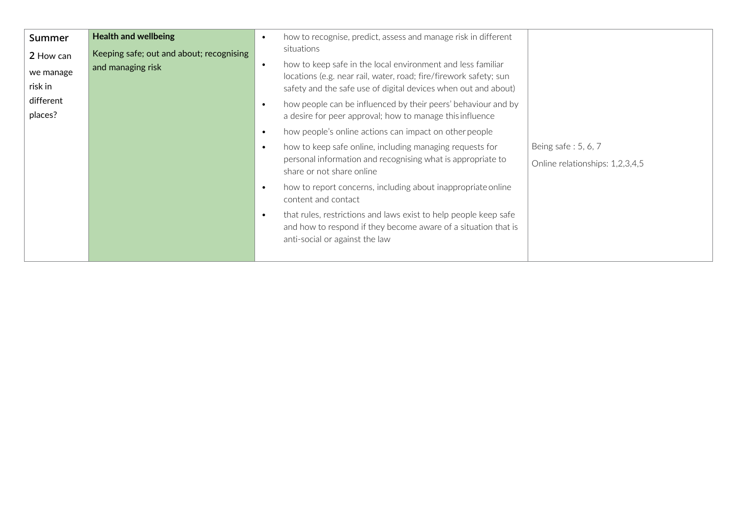| | | | |
|---|---|---|---|
| **Summer 2** How can we manage risk in different places? | **Health and wellbeing**<br>Keeping safe; out and about; recognising and managing risk | • how to recognise, predict, assess and manage risk in different situations<br>• how to keep safe in the local environment and less familiar locations (e.g. near rail, water, road; fire/firework safety; sun safety and the safe use of digital devices when out and about)<br>• how people can be influenced by their peers' behaviour and by a desire for peer approval; how to manage this influence<br>• how people's online actions can impact on other people<br>• how to keep safe online, including managing requests for personal information and recognising what is appropriate to share or not share online<br>• how to report concerns, including about inappropriate online content and contact<br>• that rules, restrictions and laws exist to help people keep safe and how to respond if they become aware of a situation that is anti-social or against the law | Being safe : 5, 6, 7<br>Online relationships: 1,2,3,4,5 |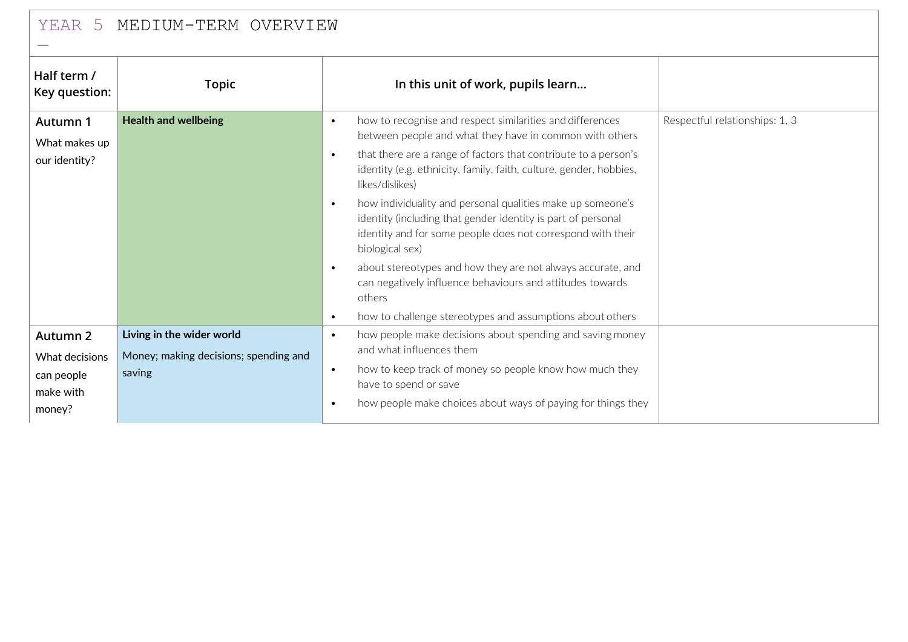# YEAR 5 MEDIUM-TERM OVERVIEW

| Half term / Key question: | Topic | In this unit of work, pupils learn… | |
|---|---|---|---|
| **Autumn 1** What makes up our identity? | **Health and wellbeing** | • how to recognise and respect similarities and differences between people and what they have in common with others<br>• that there are a range of factors that contribute to a person's identity (e.g. ethnicity, family, faith, culture, gender, hobbies, likes/dislikes)<br>• how individuality and personal qualities make up someone's identity (including that gender identity is part of personal identity and for some people does not correspond with their biological sex)<br>• about stereotypes and how they are not always accurate, and can negatively influence behaviours and attitudes towards others<br>• how to challenge stereotypes and assumptions about others | Respectful relationships: 1, 3 |
| **Autumn 2** What decisions can people make with money? | **Living in the wider world**<br>Money; making decisions; spending and saving | • how people make decisions about spending and saving money and what influences them<br>• how to keep track of money so people know how much they have to spend or save<br>• how people make choices about ways of paying for things they | |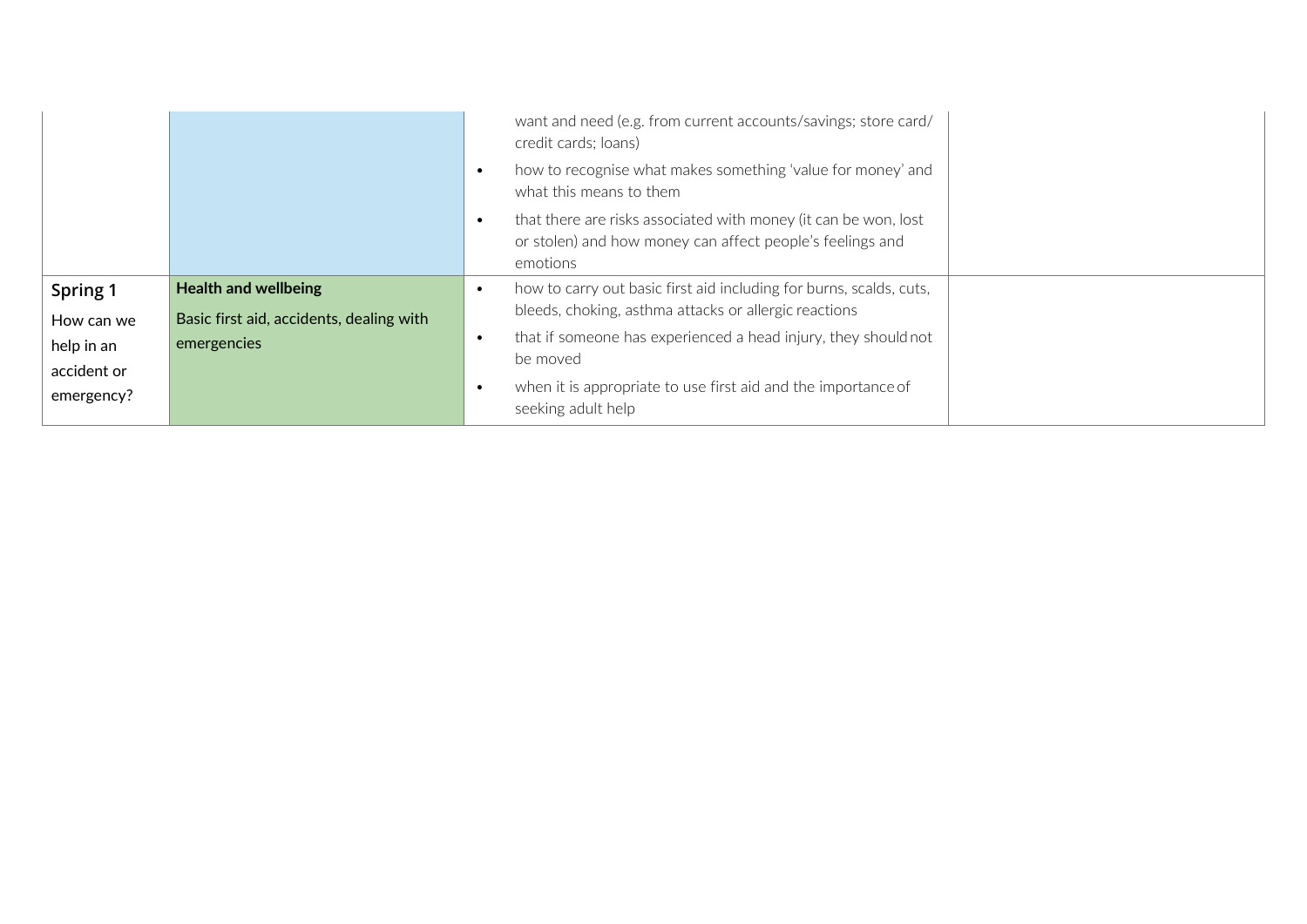| | | | |
|---|---|---|---|
| | | want and need (e.g. from current accounts/savings; store card/ credit cards; loans)<br>• how to recognise what makes something 'value for money' and what this means to them<br>• that there are risks associated with money (it can be won, lost or stolen) and how money can affect people's feelings and emotions | |
| **Spring 1**<br>How can we help in an accident or emergency? | **Health and wellbeing**<br>Basic first aid, accidents, dealing with emergencies | • how to carry out basic first aid including for burns, scalds, cuts, bleeds, choking, asthma attacks or allergic reactions<br>• that if someone has experienced a head injury, they should not be moved<br>• when it is appropriate to use first aid and the importance of seeking adult help | |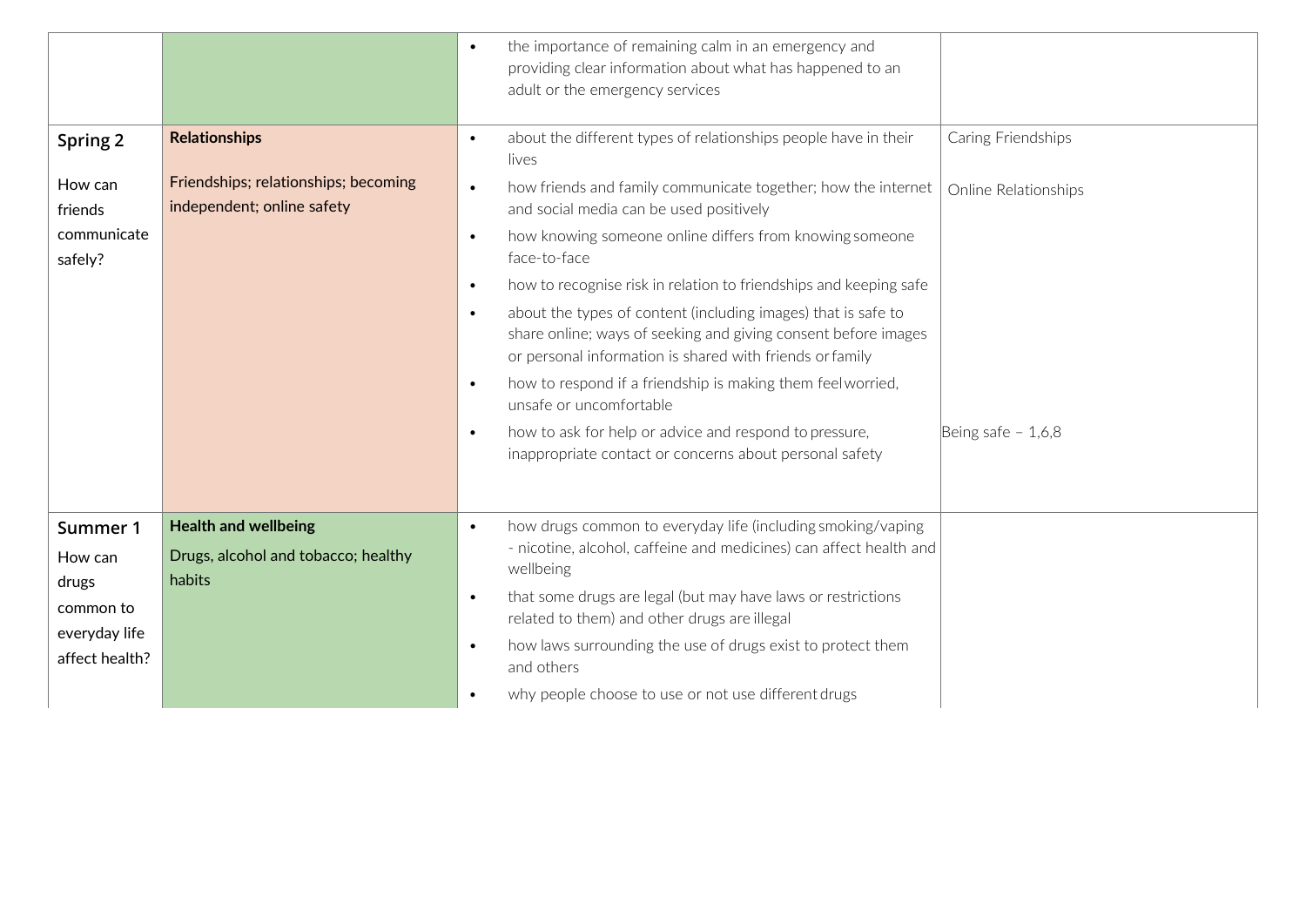| | | | |
|---|---|---|---|
| | | • the importance of remaining calm in an emergency and providing clear information about what has happened to an adult or the emergency services | |
| **Spring 2**<br><br>How can friends communicate safely? | **Relationships**<br><br>Friendships; relationships; becoming independent; online safety | • about the different types of relationships people have in their lives<br>• how friends and family communicate together; how the internet and social media can be used positively<br>• how knowing someone online differs from knowing someone face-to-face<br>• how to recognise risk in relation to friendships and keeping safe<br>• about the types of content (including images) that is safe to share online; ways of seeking and giving consent before images or personal information is shared with friends or family<br>• how to respond if a friendship is making them feel worried, unsafe or uncomfortable<br>• how to ask for help or advice and respond to pressure, inappropriate contact or concerns about personal safety | Caring Friendships<br><br>Online Relationships<br><br><br><br><br><br>Being safe – 1,6,8 |
| **Summer 1**<br><br>How can drugs common to everyday life affect health? | **Health and wellbeing**<br><br>Drugs, alcohol and tobacco; healthy habits | • how drugs common to everyday life (including smoking/vaping - nicotine, alcohol, caffeine and medicines) can affect health and wellbeing<br>• that some drugs are legal (but may have laws or restrictions related to them) and other drugs are illegal<br>• how laws surrounding the use of drugs exist to protect them and others<br>• why people choose to use or not use different drugs | |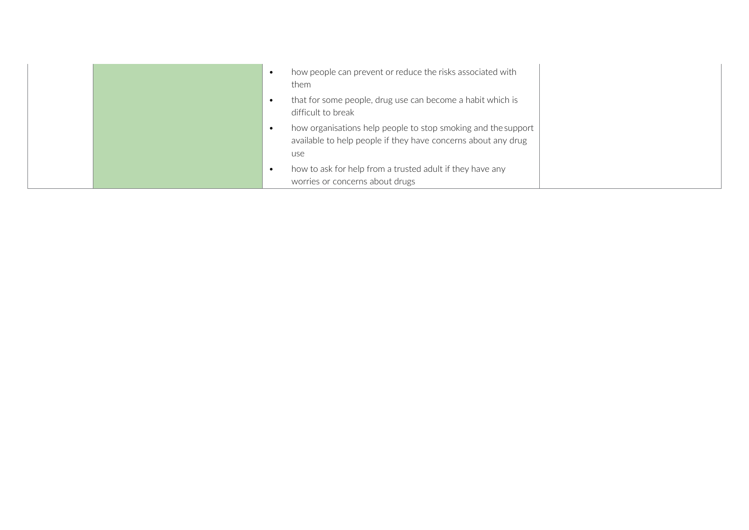|  |  | <ul><li>how people can prevent or reduce the risks associated with them</li><li>that for some people, drug use can become a habit which is difficult to break</li><li>how organisations help people to stop smoking and the support available to help people if they have concerns about any drug use</li><li>how to ask for help from a trusted adult if they have any worries or concerns about drugs</li></ul> |  |
|---|---|---|---|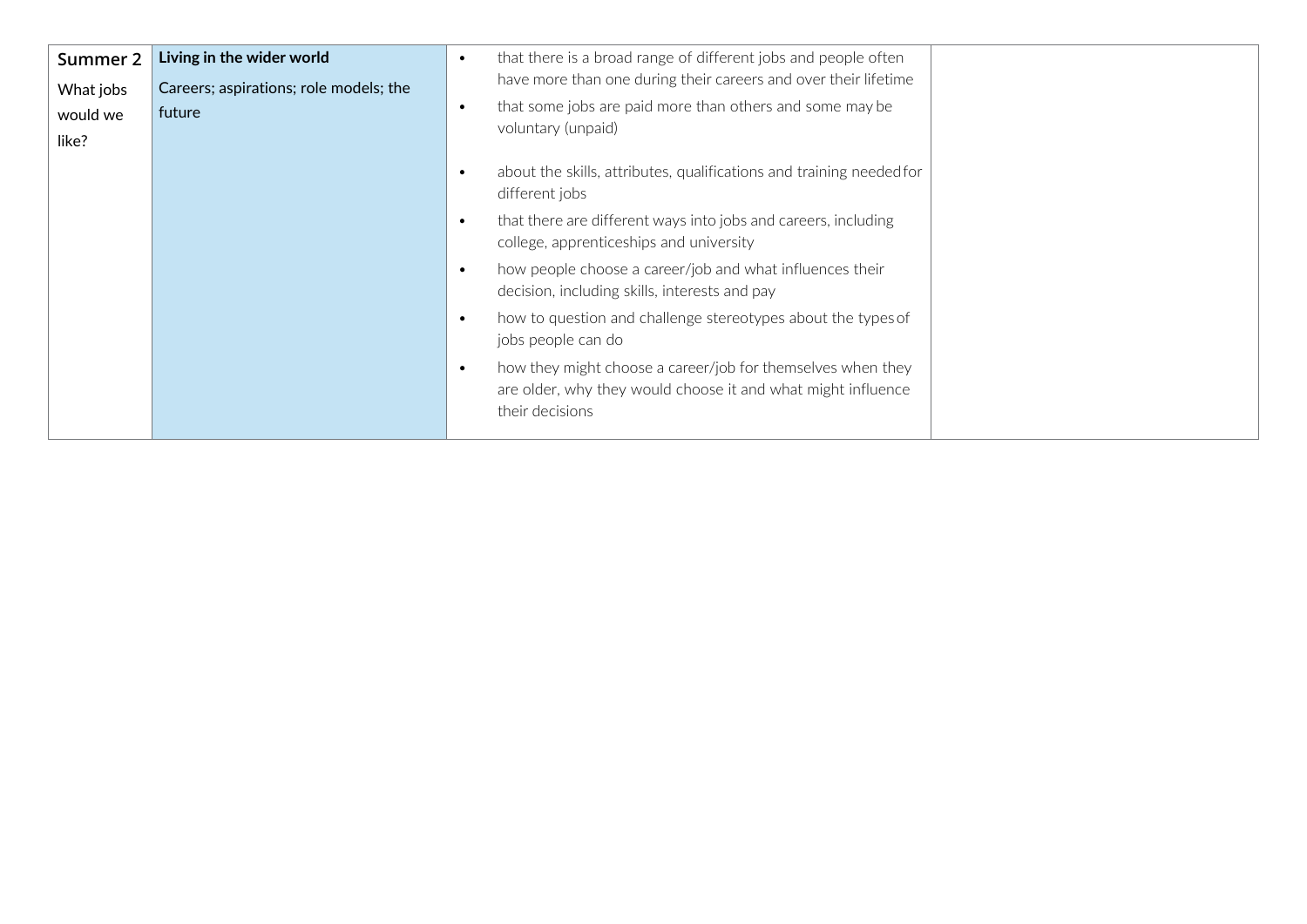| | | | |
|---|---|---|---|
| **Summer 2**<br>What jobs would we like? | **Living in the wider world**<br>Careers; aspirations; role models; the future | • that there is a broad range of different jobs and people often have more than one during their careers and over their lifetime<br>• that some jobs are paid more than others and some may be voluntary (unpaid)<br>• about the skills, attributes, qualifications and training needed for different jobs<br>• that there are different ways into jobs and careers, including college, apprenticeships and university<br>• how people choose a career/job and what influences their decision, including skills, interests and pay<br>• how to question and challenge stereotypes about the types of jobs people can do<br>• how they might choose a career/job for themselves when they are older, why they would choose it and what might influence their decisions | |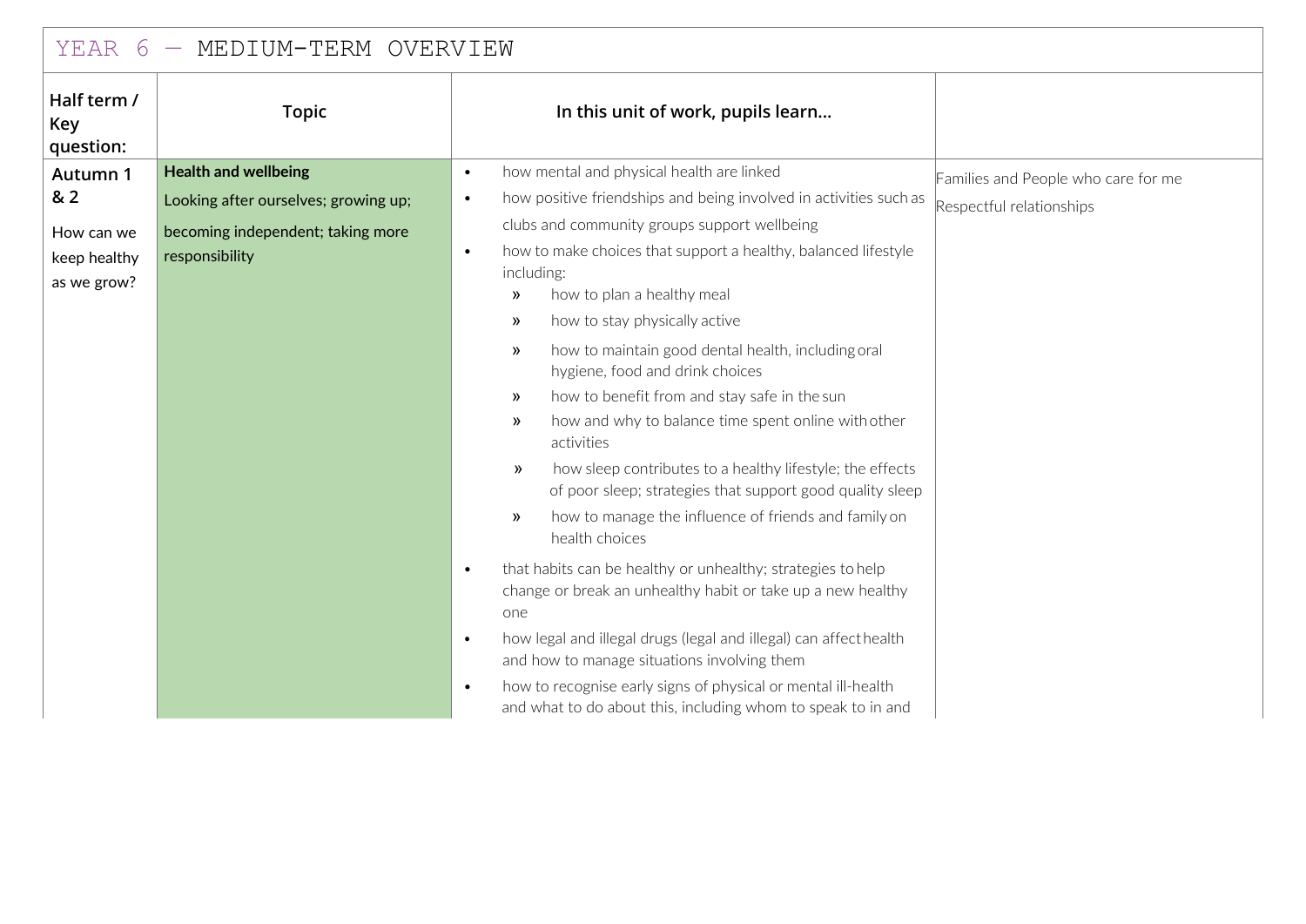## YEAR 6 — MEDIUM-TERM OVERVIEW

| Half term / Key question: | Topic | In this unit of work, pupils learn... | |
|---|---|---|---|
| **Autumn 1 & 2**<br>How can we keep healthy as we grow? | **Health and wellbeing**<br>Looking after ourselves; growing up; becoming independent; taking more responsibility | • how mental and physical health are linked<br>• how positive friendships and being involved in activities such as clubs and community groups support wellbeing<br>• how to make choices that support a healthy, balanced lifestyle including:<br>» how to plan a healthy meal<br>» how to stay physically active<br>» how to maintain good dental health, including oral hygiene, food and drink choices<br>» how to benefit from and stay safe in the sun<br>» how and why to balance time spent online with other activities<br>» how sleep contributes to a healthy lifestyle; the effects of poor sleep; strategies that support good quality sleep<br>» how to manage the influence of friends and family on health choices<br>• that habits can be healthy or unhealthy; strategies to help change or break an unhealthy habit or take up a new healthy one<br>• how legal and illegal drugs (legal and illegal) can affect health and how to manage situations involving them<br>• how to recognise early signs of physical or mental ill-health and what to do about this, including whom to speak to in and | Families and People who care for me<br>Respectful relationships |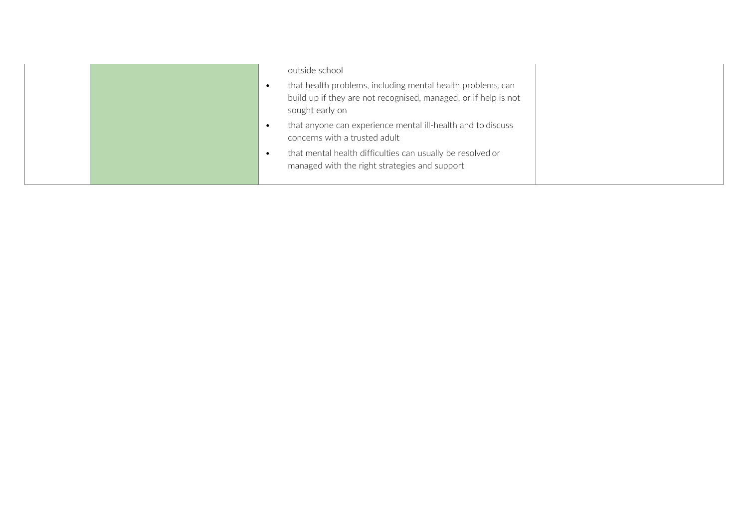| | | | |
|---|---|---|---|
| | | outside school<br>• that health problems, including mental health problems, can build up if they are not recognised, managed, or if help is not sought early on<br>• that anyone can experience mental ill-health and to discuss concerns with a trusted adult<br>• that mental health difficulties can usually be resolved or managed with the right strategies and support | |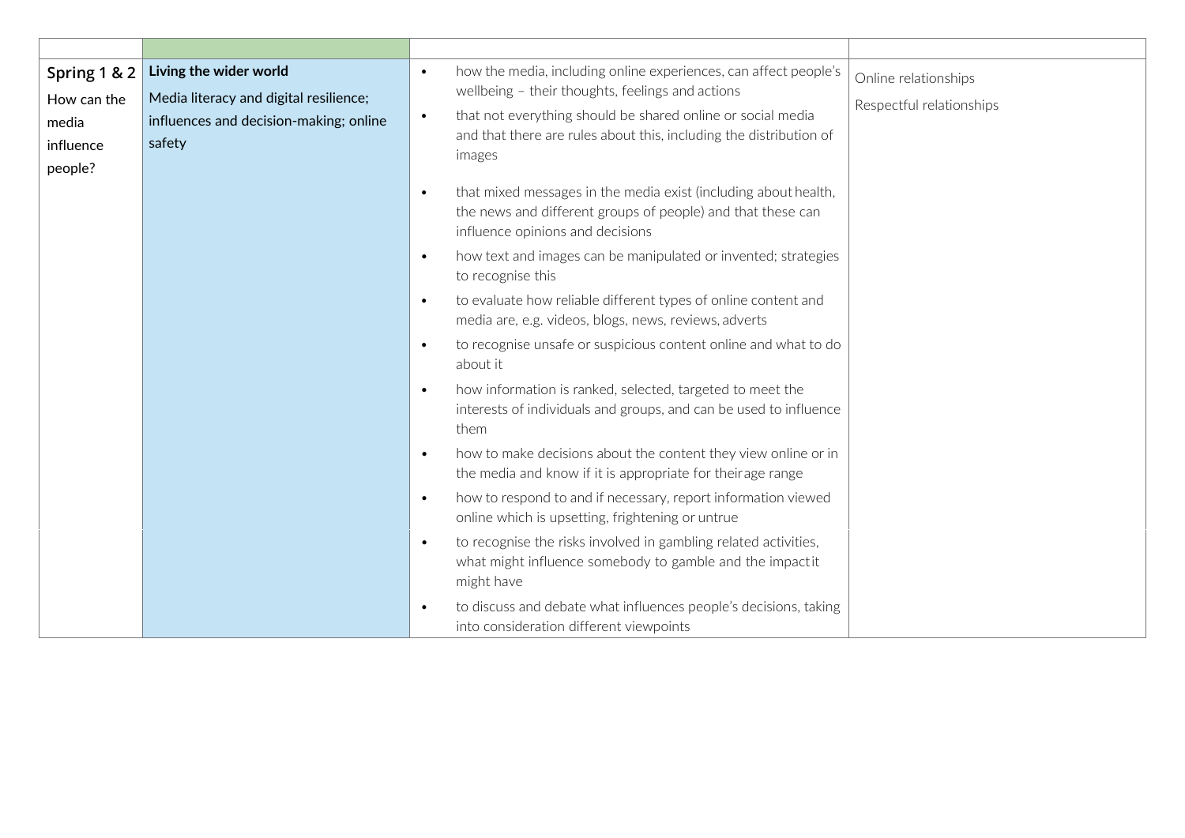| | | | |
|---|---|---|---|
| **Spring 1 & 2**<br>How can the media influence people? | **Living the wider world**<br>Media literacy and digital resilience; influences and decision-making; online safety | • how the media, including online experiences, can affect people's wellbeing – their thoughts, feelings and actions<br>• that not everything should be shared online or social media and that there are rules about this, including the distribution of images<br>• that mixed messages in the media exist (including about health, the news and different groups of people) and that these can influence opinions and decisions<br>• how text and images can be manipulated or invented; strategies to recognise this<br>• to evaluate how reliable different types of online content and media are, e.g. videos, blogs, news, reviews, adverts<br>• to recognise unsafe or suspicious content online and what to do about it<br>• how information is ranked, selected, targeted to meet the interests of individuals and groups, and can be used to influence them<br>• how to make decisions about the content they view online or in the media and know if it is appropriate for their age range<br>• how to respond to and if necessary, report information viewed online which is upsetting, frightening or untrue<br>• to recognise the risks involved in gambling related activities, what might influence somebody to gamble and the impact it might have<br>• to discuss and debate what influences people's decisions, taking into consideration different viewpoints | Online relationships<br>Respectful relationships |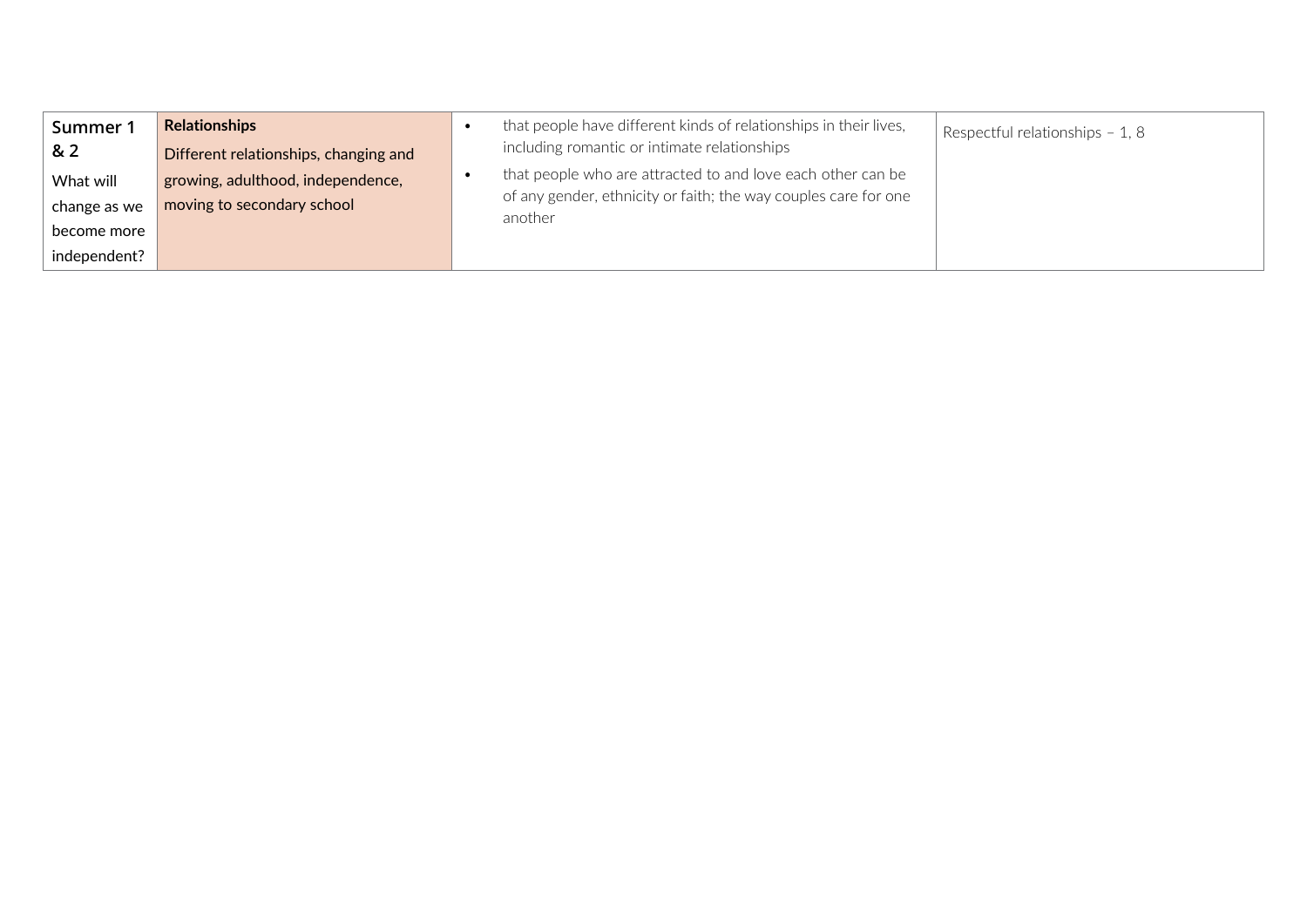| | | | |
|---|---|---|---|
| **Summer 1 & 2**<br>What will change as we become more independent? | **Relationships**<br>Different relationships, changing and growing, adulthood, independence, moving to secondary school | • that people have different kinds of relationships in their lives, including romantic or intimate relationships<br>• that people who are attracted to and love each other can be of any gender, ethnicity or faith; the way couples care for one another | Respectful relationships – 1, 8 |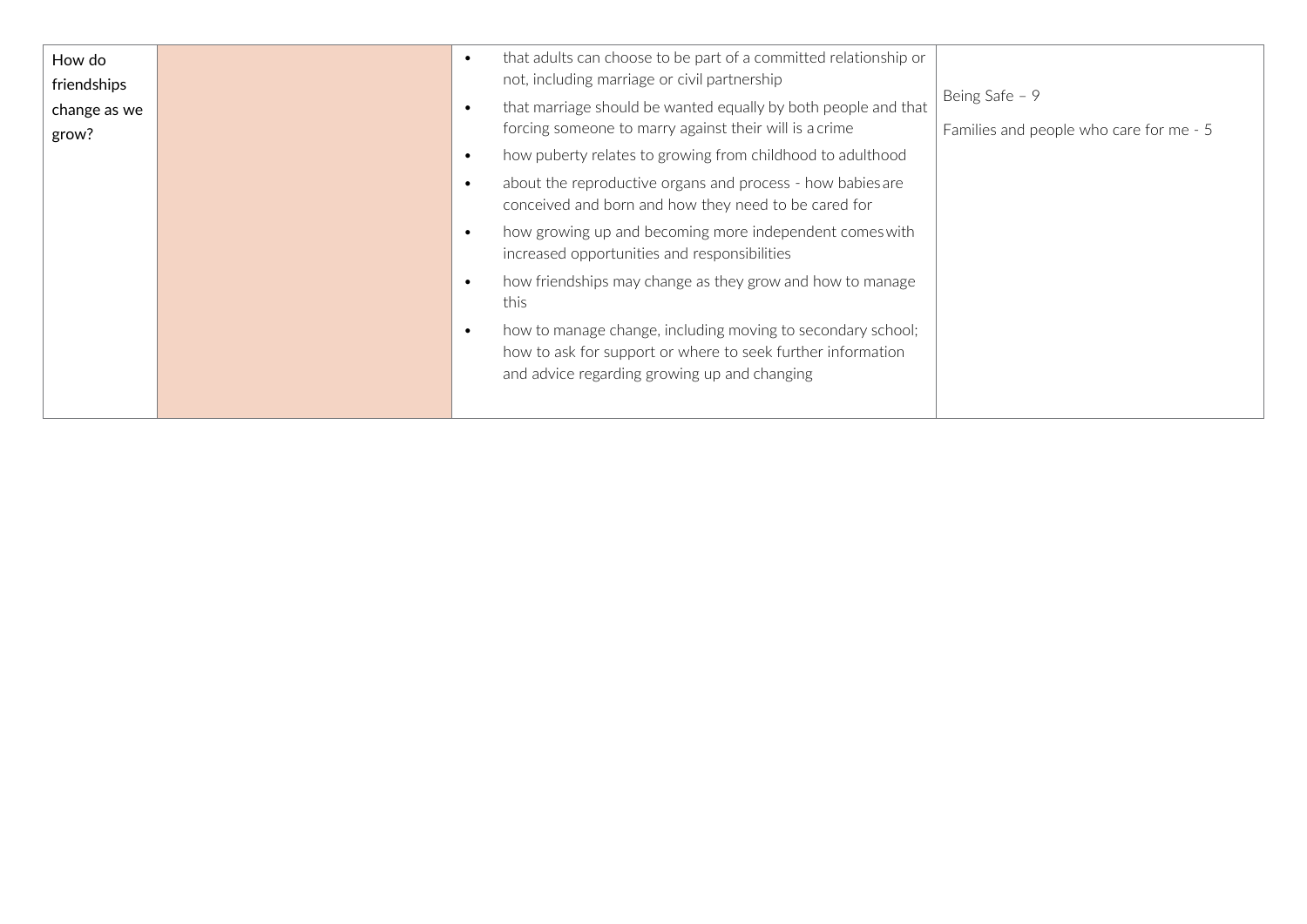| | | | |
|---|---|---|---|
| How do friendships change as we grow? | | • that adults can choose to be part of a committed relationship or not, including marriage or civil partnership<br>• that marriage should be wanted equally by both people and that forcing someone to marry against their will is a crime<br>• how puberty relates to growing from childhood to adulthood<br>• about the reproductive organs and process - how babies are conceived and born and how they need to be cared for<br>• how growing up and becoming more independent comes with increased opportunities and responsibilities<br>• how friendships may change as they grow and how to manage this<br>• how to manage change, including moving to secondary school; how to ask for support or where to seek further information and advice regarding growing up and changing | Being Safe – 9<br><br>Families and people who care for me - 5 |